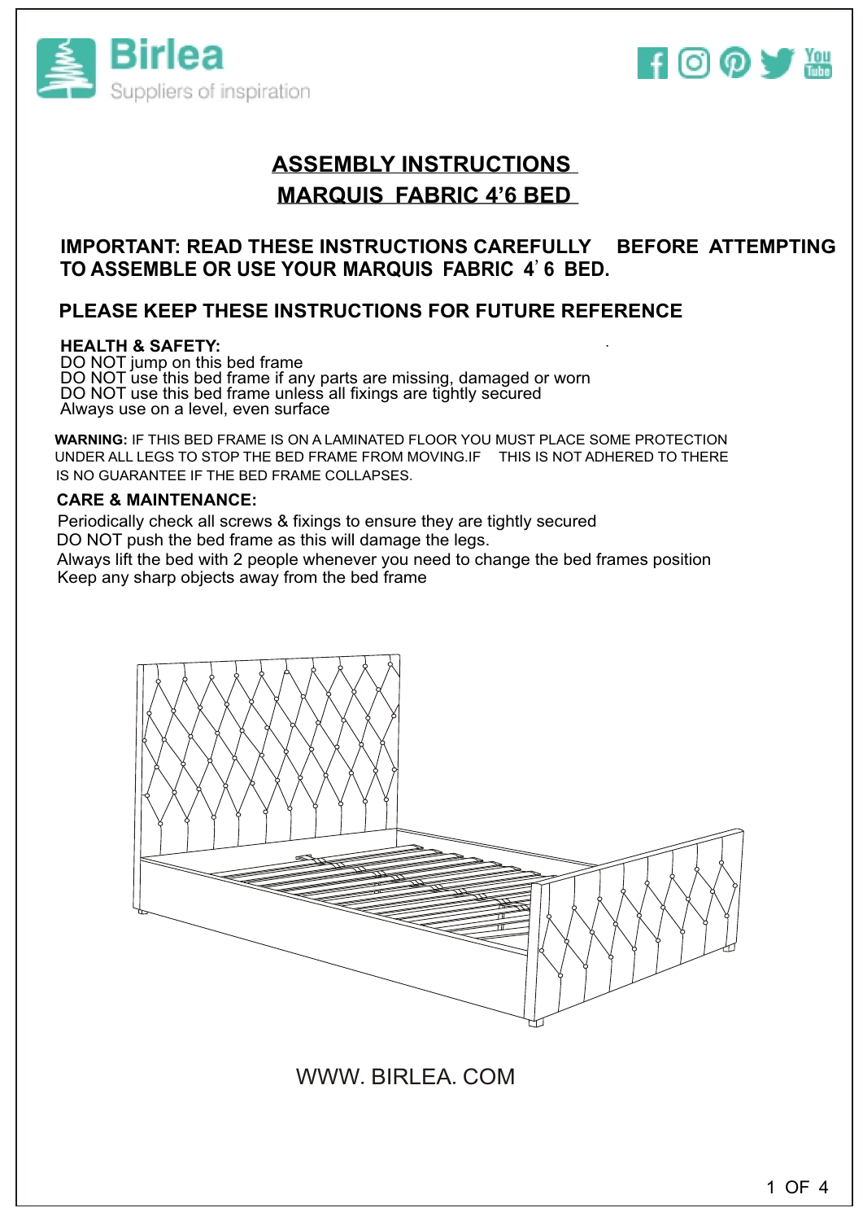Birlea
Suppliers of inspiration

# ASSEMBLY INSTRUCTIONS
# MARQUIS FABRIC 4'6 BED

**IMPORTANT: READ THESE INSTRUCTIONS CAREFULLY BEFORE ATTEMPTING TO ASSEMBLE OR USE YOUR MARQUIS FABRIC 4' 6 BED.**

**PLEASE KEEP THESE INSTRUCTIONS FOR FUTURE REFERENCE**

**HEALTH & SAFETY:**
DO NOT jump on this bed frame
DO NOT use this bed frame if any parts are missing, damaged or worn
DO NOT use this bed frame unless all fixings are tightly secured
Always use on a level, even surface

**WARNING:** IF THIS BED FRAME IS ON A LAMINATED FLOOR YOU MUST PLACE SOME PROTECTION UNDER ALL LEGS TO STOP THE BED FRAME FROM MOVING.IF THIS IS NOT ADHERED TO THERE IS NO GUARANTEE IF THE BED FRAME COLLAPSES.

**CARE & MAINTENANCE:**
Periodically check all screws & fixings to ensure they are tightly secured
DO NOT push the bed frame as this will damage the legs.
Always lift the bed with 2 people whenever you need to change the bed frames position
Keep any sharp objects away from the bed frame

WWW. BIRLEA. COM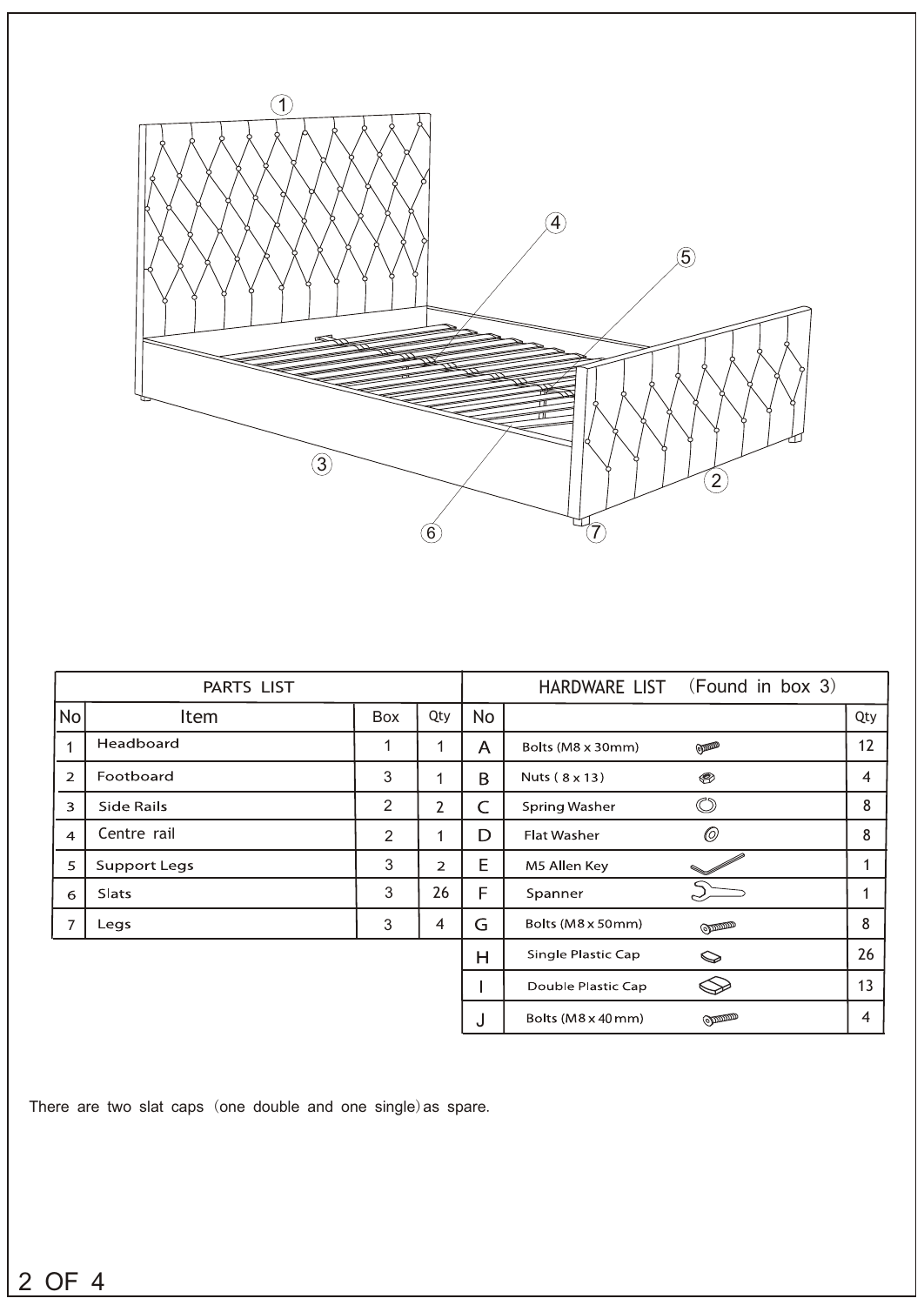| PARTS LIST | | | |
|---|---|---|---|
| No | Item | Box | Qty |
| 1 | Headboard | 1 | 1 |
| 2 | Footboard | 3 | 1 |
| 3 | Side Rails | 2 | 2 |
| 4 | Centre rail | 2 | 1 |
| 5 | Support Legs | 3 | 2 |
| 6 | Slats | 3 | 26 |
| 7 | Legs | 3 | 4 |

| HARDWARE LIST (Found in box 3) | | |
|---|---|---|
| No | | Qty |
| A | Bolts (M8 x 30mm) | 12 |
| B | Nuts ( 8 x 13 ) | 4 |
| C | Spring Washer | 8 |
| D | Flat Washer | 8 |
| E | M5 Allen Key | 1 |
| F | Spanner | 1 |
| G | Bolts (M8 x 50mm) | 8 |
| H | Single Plastic Cap | 26 |
| I | Double Plastic Cap | 13 |
| J | Bolts (M8 x 40 mm) | 4 |

There are two slat caps (one double and one single) as spare.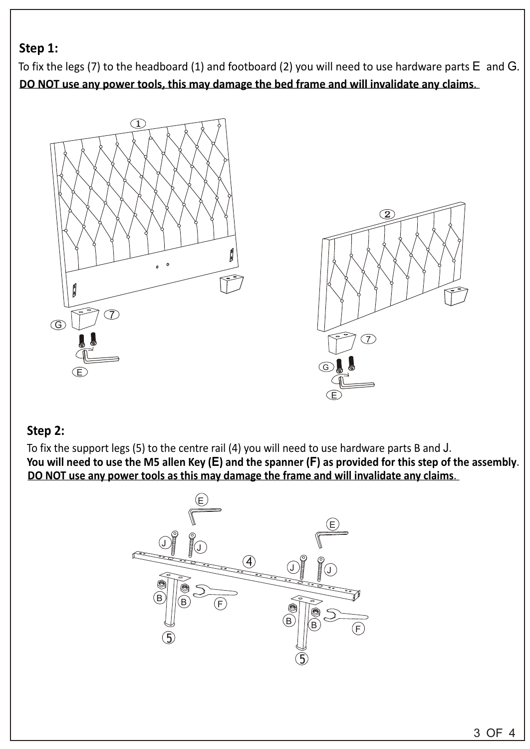## Step 1:

To fix the legs (7) to the headboard (1) and footboard (2) you will need to use hardware parts E and G.

**DO NOT use any power tools, this may damage the bed frame and will invalidate any claims.**

## Step 2:

To fix the support legs (5) to the centre rail (4) you will need to use hardware parts B and J.

**You will need to use the M5 allen Key (E) and the spanner (F) as provided for this step of the assembly.**

**DO NOT use any power tools as this may damage the frame and will invalidate any claims.**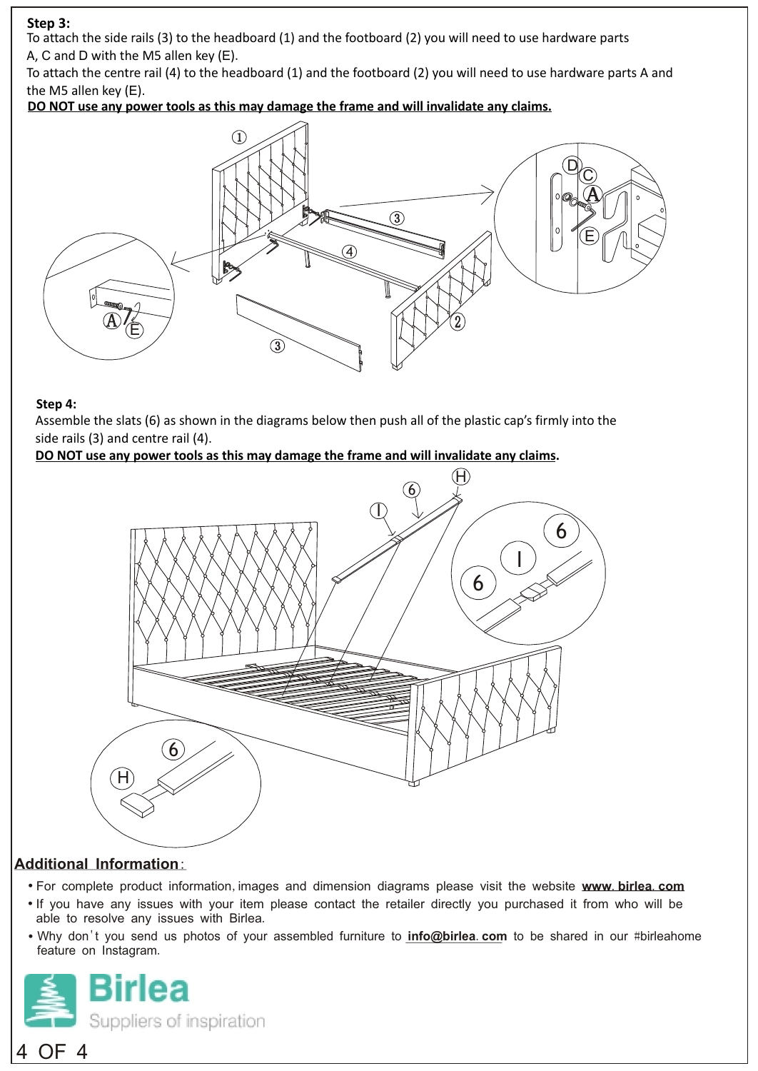**Step 3:**

To attach the side rails (3) to the headboard (1) and the footboard (2) you will need to use hardware parts A, C and D with the M5 allen key (E).

To attach the centre rail (4) to the headboard (1) and the footboard (2) you will need to use hardware parts A and the M5 allen key (E).

**DO NOT use any power tools as this may damage the frame and will invalidate any claims.**

**Step 4:**

Assemble the slats (6) as shown in the diagrams below then push all of the plastic cap's firmly into the side rails (3) and centre rail (4).

**DO NOT use any power tools as this may damage the frame and will invalidate any claims.**

## Additional Information:

- For complete product information, images and dimension diagrams please visit the website www.birlea.com
- If you have any issues with your item please contact the retailer directly you purchased it from who will be able to resolve any issues with Birlea.
- Why don't you send us photos of your assembled furniture to info@birlea.com to be shared in our #birleahome feature on Instagram.

Birlea
Suppliers of inspiration